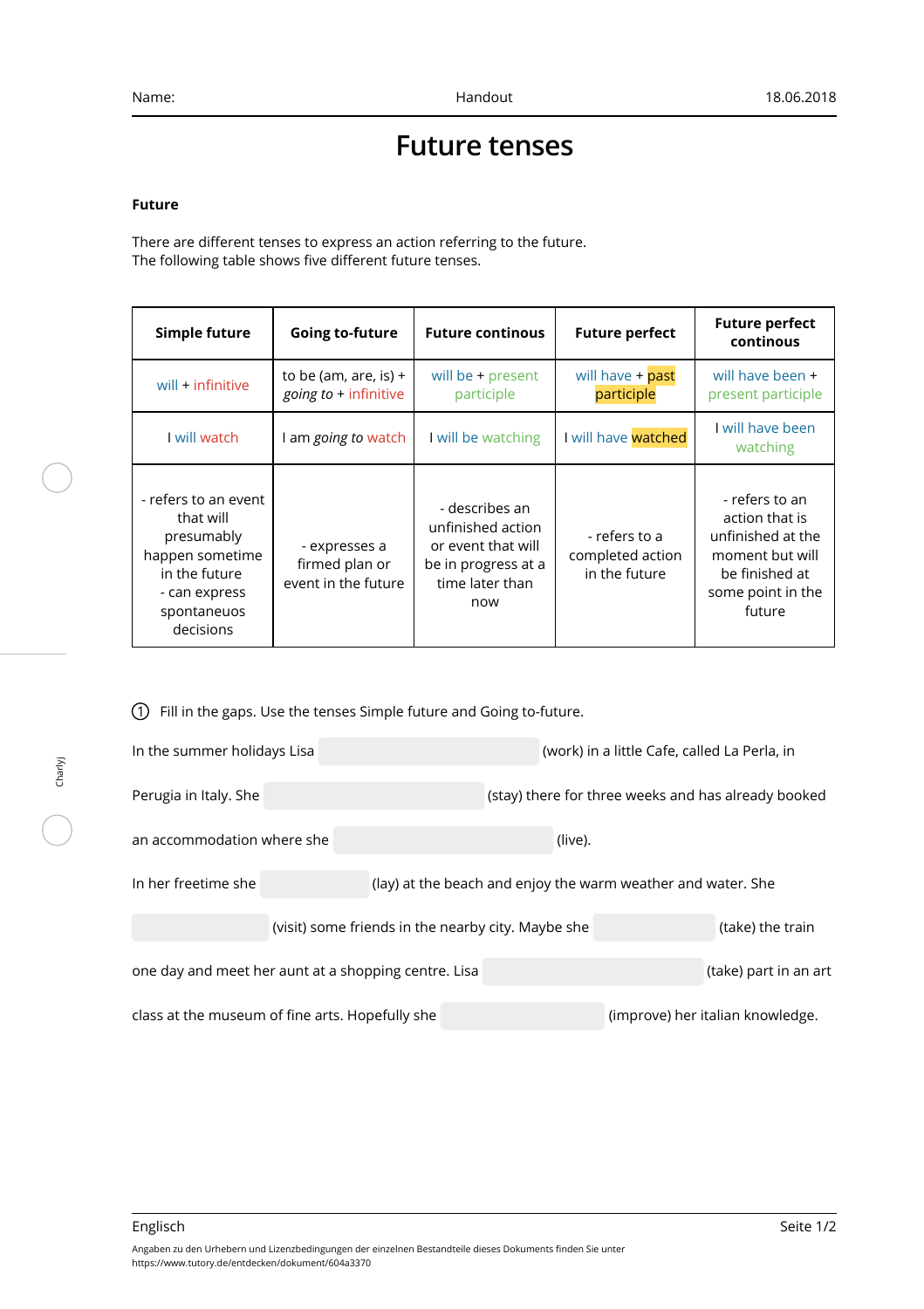# Future tenses

**Future**

There are different tenses to express an action referring to the future.
The following table shows five different future tenses.

| **Simple future** | **Going to-future** | **Future continous** | **Future perfect** | **Future perfect continous** |
|---|---|---|---|---|
| will + infinitive | to be (am, are, is) + *going to* + infinitive | will be + present participle | will have + past participle | will have been + present participle |
| I will watch | I am *going to* watch | I will be watching | I will have watched | I will have been watching |
| - refers to an event that will presumably happen sometime in the future<br>- can express spontaneuos decisions | - expresses a firmed plan or event in the future | - describes an unfinished action or event that will be in progress at a time later than now | - refers to a completed action in the future | - refers to an action that is unfinished at the moment but will be finished at some point in the future |

① Fill in the gaps. Use the tenses Simple future and Going to-future.

In the summer holidays Lisa ______________ (work) in a little Cafe, called La Perla, in Perugia in Italy. She ______________ (stay) there for three weeks and has already booked an accommodation where she ______________ (live).

In her freetime she ______________ (lay) at the beach and enjoy the warm weather and water. She ______________ (visit) some friends in the nearby city. Maybe she ______________ (take) the train one day and meet her aunt at a shopping centre. Lisa ______________ (take) part in an art class at the museum of fine arts. Hopefully she ______________ (improve) her italian knowledge.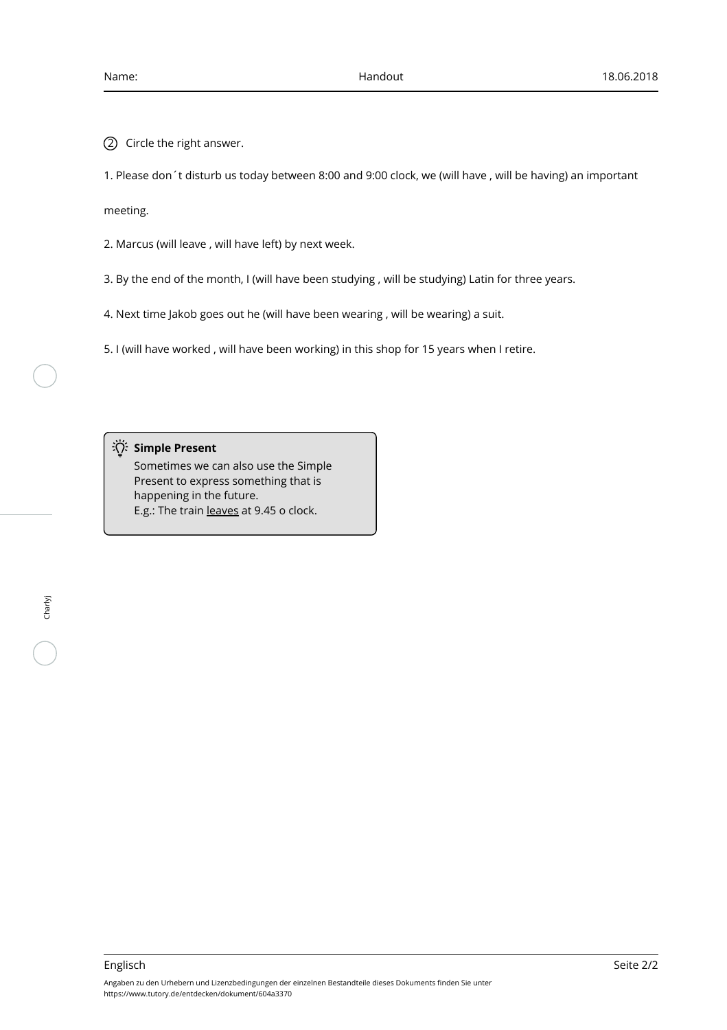② Circle the right answer.

1. Please don´t disturb us today between 8:00 and 9:00 clock, we (will have , will be having) an important meeting.

2. Marcus (will leave , will have left) by next week.

3. By the end of the month, I (will have been studying , will be studying) Latin for three years.

4. Next time Jakob goes out he (will have been wearing , will be wearing) a suit.

5. I (will have worked , will have been working) in this shop for 15 years when I retire.

> **Simple Present**
>
> Sometimes we can also use the Simple Present to express something that is happening in the future.
> E.g.: The train <u>leaves</u> at 9.45 o clock.

Angaben zu den Urhebern und Lizenzbedingungen der einzelnen Bestandteile dieses Dokuments finden Sie unter https://www.tutory.de/entdecken/dokument/604a3370